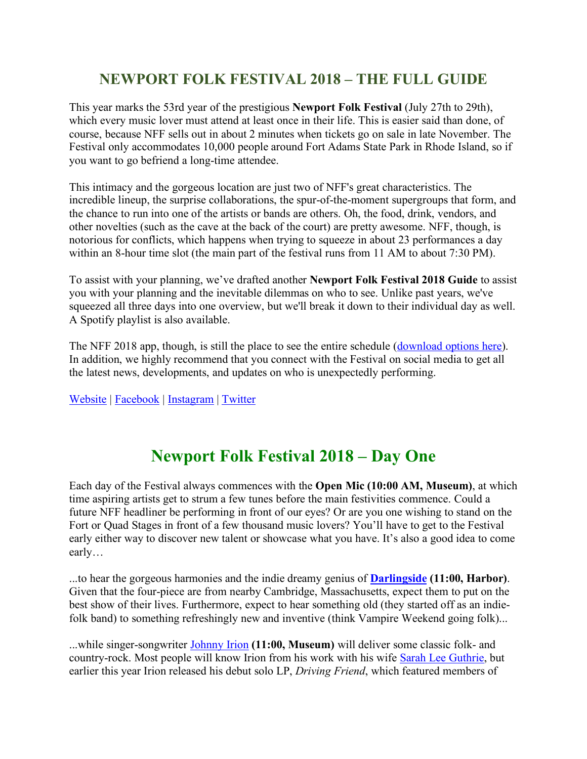# NEWPORT FOLK FESTIVAL 2018 – THE FULL GUIDE

This year marks the 53rd year of the prestigious **Newport Folk Festival** (July 27th to 29th), which every music lover must attend at least once in their life. This is easier said than done, of course, because NFF sells out in about 2 minutes when tickets go on sale in late November. The Festival only accommodates 10,000 people around Fort Adams State Park in Rhode Island, so if you want to go befriend a long-time attendee.

This intimacy and the gorgeous location are just two of NFF's great characteristics. The incredible lineup, the surprise collaborations, the spur-of-the-moment supergroups that form, and the chance to run into one of the artists or bands are others. Oh, the food, drink, vendors, and other novelties (such as the cave at the back of the court) are pretty awesome. NFF, though, is notorious for conflicts, which happens when trying to squeeze in about 23 performances a day within an 8-hour time slot (the main part of the festival runs from 11 AM to about 7:30 PM).

To assist with your planning, we've drafted another **Newport Folk Festival 2018 Guide** to assist you with your planning and the inevitable dilemmas on who to see. Unlike past years, we've squeezed all three days into one overview, but we'll break it down to their individual day as well. A Spotify playlist is also available.

The NFF 2018 app, though, is still the place to see the entire schedule (download options here). In addition, we highly recommend that you connect with the Festival on social media to get all the latest news, developments, and updates on who is unexpectedly performing.

Website | Facebook | Instagram | Twitter

## Newport Folk Festival 2018 – Day One

Each day of the Festival always commences with the **Open Mic (10:00 AM, Museum)**, at which time aspiring artists get to strum a few tunes before the main festivities commence. Could a future NFF headliner be performing in front of our eyes? Or are you one wishing to stand on the Fort or Quad Stages in front of a few thousand music lovers? You'll have to get to the Festival early either way to discover new talent or showcase what you have. It's also a good idea to come early…

...to hear the gorgeous harmonies and the indie dreamy genius of **Darlingside** **(11:00, Harbor)**. Given that the four-piece are from nearby Cambridge, Massachusetts, expect them to put on the best show of their lives. Furthermore, expect to hear something old (they started off as an indie-folk band) to something refreshingly new and inventive (think Vampire Weekend going folk)...

...while singer-songwriter Johnny Irion **(11:00, Museum)** will deliver some classic folk- and country-rock. Most people will know Irion from his work with his wife Sarah Lee Guthrie, but earlier this year Irion released his debut solo LP, *Driving Friend*, which featured members of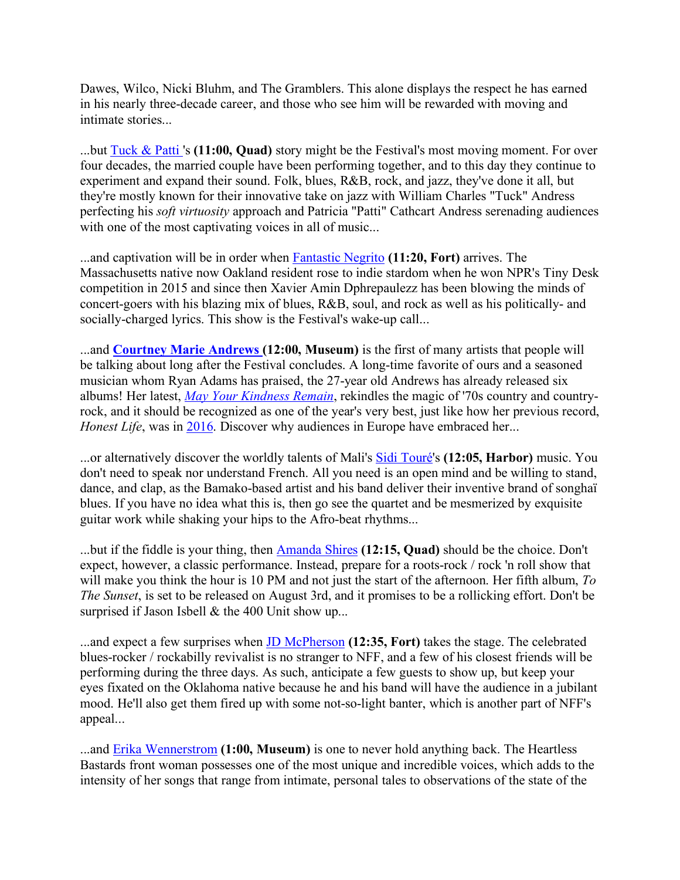Dawes, Wilco, Nicki Bluhm, and The Gramblers. This alone displays the respect he has earned in his nearly three-decade career, and those who see him will be rewarded with moving and intimate stories...

...but Tuck & Patti 's **(11:00, Quad)** story might be the Festival's most moving moment. For over four decades, the married couple have been performing together, and to this day they continue to experiment and expand their sound. Folk, blues, R&B, rock, and jazz, they've done it all, but they're mostly known for their innovative take on jazz with William Charles "Tuck" Andress perfecting his *soft virtuosity* approach and Patricia "Patti" Cathcart Andress serenading audiences with one of the most captivating voices in all of music...

...and captivation will be in order when Fantastic Negrito **(11:20, Fort)** arrives. The Massachusetts native now Oakland resident rose to indie stardom when he won NPR's Tiny Desk competition in 2015 and since then Xavier Amin Dphrepaulezz has been blowing the minds of concert-goers with his blazing mix of blues, R&B, soul, and rock as well as his politically- and socially-charged lyrics. This show is the Festival's wake-up call...

...and **Courtney Marie Andrews** **(12:00, Museum)** is the first of many artists that people will be talking about long after the Festival concludes. A long-time favorite of ours and a seasoned musician whom Ryan Adams has praised, the 27-year old Andrews has already released six albums! Her latest, *May Your Kindness Remain*, rekindles the magic of '70s country and country-rock, and it should be recognized as one of the year's very best, just like how her previous record, *Honest Life*, was in 2016. Discover why audiences in Europe have embraced her...

...or alternatively discover the worldly talents of Mali's Sidi Touré's **(12:05, Harbor)** music. You don't need to speak nor understand French. All you need is an open mind and be willing to stand, dance, and clap, as the Bamako-based artist and his band deliver their inventive brand of songhaï blues. If you have no idea what this is, then go see the quartet and be mesmerized by exquisite guitar work while shaking your hips to the Afro-beat rhythms...

...but if the fiddle is your thing, then Amanda Shires **(12:15, Quad)** should be the choice. Don't expect, however, a classic performance. Instead, prepare for a roots-rock / rock 'n roll show that will make you think the hour is 10 PM and not just the start of the afternoon. Her fifth album, *To The Sunset*, is set to be released on August 3rd, and it promises to be a rollicking effort. Don't be surprised if Jason Isbell & the 400 Unit show up...

...and expect a few surprises when JD McPherson **(12:35, Fort)** takes the stage. The celebrated blues-rocker / rockabilly revivalist is no stranger to NFF, and a few of his closest friends will be performing during the three days. As such, anticipate a few guests to show up, but keep your eyes fixated on the Oklahoma native because he and his band will have the audience in a jubilant mood. He'll also get them fired up with some not-so-light banter, which is another part of NFF's appeal...

...and Erika Wennerstrom **(1:00, Museum)** is one to never hold anything back. The Heartless Bastards front woman possesses one of the most unique and incredible voices, which adds to the intensity of her songs that range from intimate, personal tales to observations of the state of the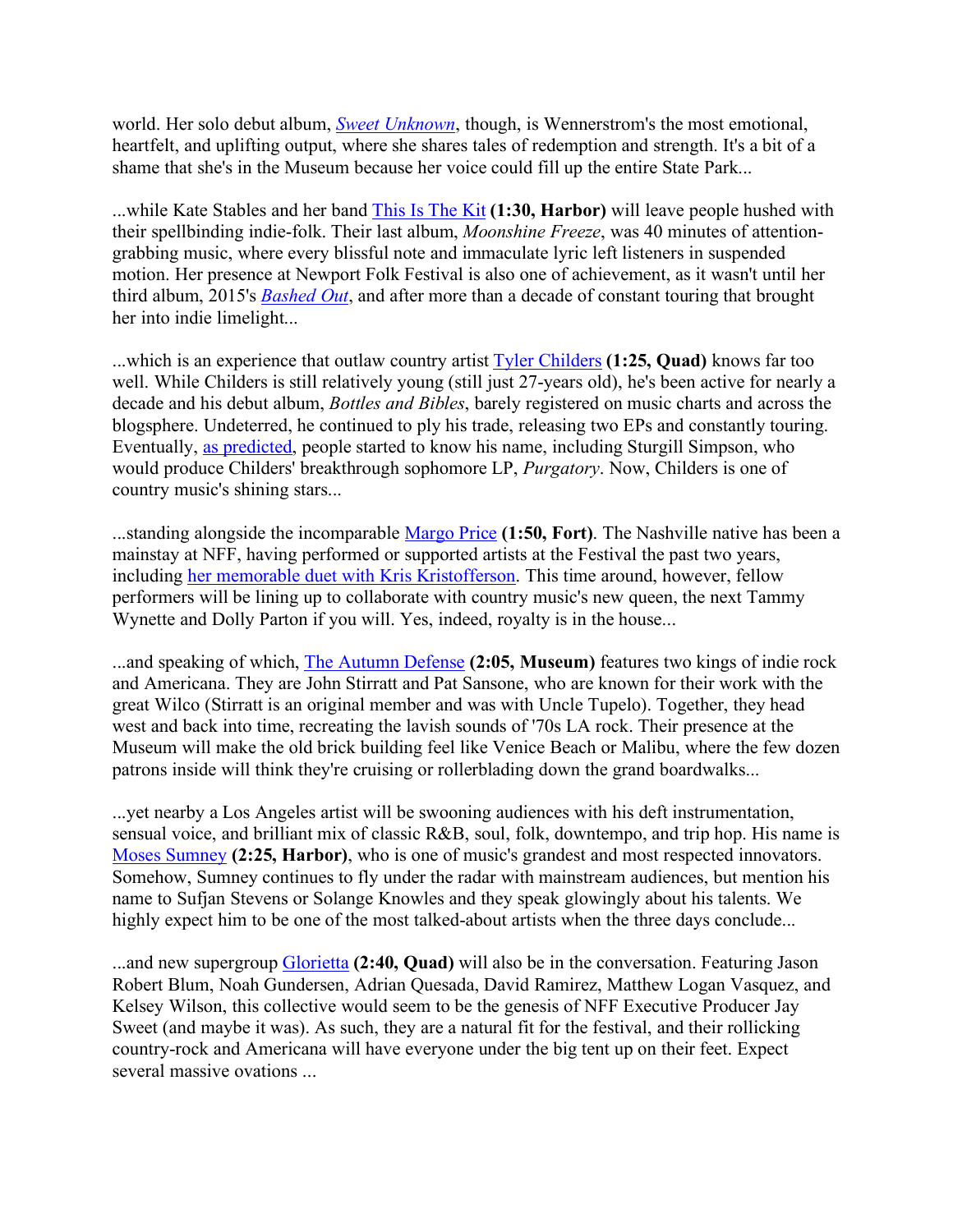world. Her solo debut album, *Sweet Unknown*, though, is Wennerstrom's the most emotional, heartfelt, and uplifting output, where she shares tales of redemption and strength. It's a bit of a shame that she's in the Museum because her voice could fill up the entire State Park...

...while Kate Stables and her band This Is The Kit **(1:30, Harbor)** will leave people hushed with their spellbinding indie-folk. Their last album, *Moonshine Freeze*, was 40 minutes of attention-grabbing music, where every blissful note and immaculate lyric left listeners in suspended motion. Her presence at Newport Folk Festival is also one of achievement, as it wasn't until her third album, 2015's *Bashed Out*, and after more than a decade of constant touring that brought her into indie limelight...

...which is an experience that outlaw country artist Tyler Childers **(1:25, Quad)** knows far too well. While Childers is still relatively young (still just 27-years old), he's been active for nearly a decade and his debut album, *Bottles and Bibles*, barely registered on music charts and across the blogsphere. Undeterred, he continued to ply his trade, releasing two EPs and constantly touring. Eventually, as predicted, people started to know his name, including Sturgill Simpson, who would produce Childers' breakthrough sophomore LP, *Purgatory*. Now, Childers is one of country music's shining stars...

...standing alongside the incomparable Margo Price **(1:50, Fort)**. The Nashville native has been a mainstay at NFF, having performed or supported artists at the Festival the past two years, including her memorable duet with Kris Kristofferson. This time around, however, fellow performers will be lining up to collaborate with country music's new queen, the next Tammy Wynette and Dolly Parton if you will. Yes, indeed, royalty is in the house...

...and speaking of which, The Autumn Defense **(2:05, Museum)** features two kings of indie rock and Americana. They are John Stirratt and Pat Sansone, who are known for their work with the great Wilco (Stirratt is an original member and was with Uncle Tupelo). Together, they head west and back into time, recreating the lavish sounds of '70s LA rock. Their presence at the Museum will make the old brick building feel like Venice Beach or Malibu, where the few dozen patrons inside will think they're cruising or rollerblading down the grand boardwalks...

...yet nearby a Los Angeles artist will be swooning audiences with his deft instrumentation, sensual voice, and brilliant mix of classic R&B, soul, folk, downtempo, and trip hop. His name is Moses Sumney **(2:25, Harbor)**, who is one of music's grandest and most respected innovators. Somehow, Sumney continues to fly under the radar with mainstream audiences, but mention his name to Sufjan Stevens or Solange Knowles and they speak glowingly about his talents. We highly expect him to be one of the most talked-about artists when the three days conclude...

...and new supergroup Glorietta **(2:40, Quad)** will also be in the conversation. Featuring Jason Robert Blum, Noah Gundersen, Adrian Quesada, David Ramirez, Matthew Logan Vasquez, and Kelsey Wilson, this collective would seem to be the genesis of NFF Executive Producer Jay Sweet (and maybe it was). As such, they are a natural fit for the festival, and their rollicking country-rock and Americana will have everyone under the big tent up on their feet. Expect several massive ovations ...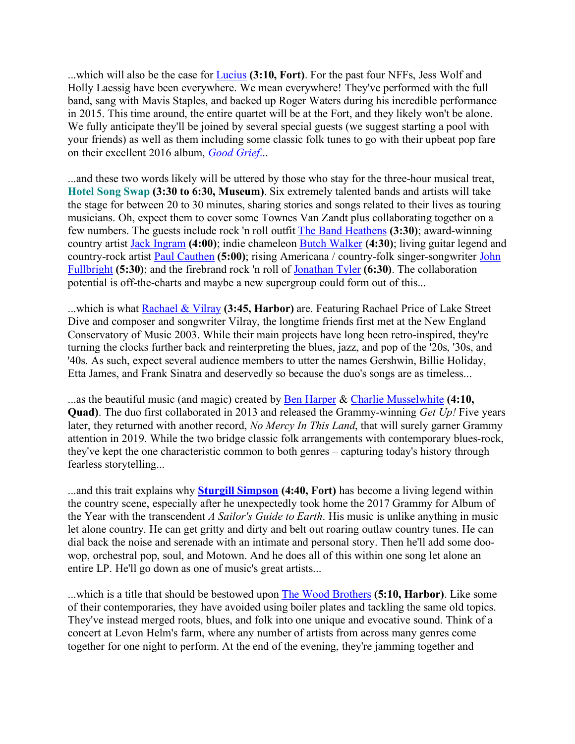...which will also be the case for Lucius **(3:10, Fort)**. For the past four NFFs, Jess Wolf and Holly Laessig have been everywhere. We mean everywhere! They've performed with the full band, sang with Mavis Staples, and backed up Roger Waters during his incredible performance in 2015. This time around, the entire quartet will be at the Fort, and they likely won't be alone. We fully anticipate they'll be joined by several special guests (we suggest starting a pool with your friends) as well as them including some classic folk tunes to go with their upbeat pop fare on their excellent 2016 album, *Good Grief*...

...and these two words likely will be uttered by those who stay for the three-hour musical treat, **Hotel Song Swap (3:30 to 6:30, Museum)**. Six extremely talented bands and artists will take the stage for between 20 to 30 minutes, sharing stories and songs related to their lives as touring musicians. Oh, expect them to cover some Townes Van Zandt plus collaborating together on a few numbers. The guests include rock 'n roll outfit The Band Heathens **(3:30)**; award-winning country artist Jack Ingram **(4:00)**; indie chameleon Butch Walker **(4:30)**; living guitar legend and country-rock artist Paul Cauthen **(5:00)**; rising Americana / country-folk singer-songwriter John Fullbright **(5:30)**; and the firebrand rock 'n roll of Jonathan Tyler **(6:30)**. The collaboration potential is off-the-charts and maybe a new supergroup could form out of this...

...which is what Rachael & Vilray **(3:45, Harbor)** are. Featuring Rachael Price of Lake Street Dive and composer and songwriter Vilray, the longtime friends first met at the New England Conservatory of Music 2003. While their main projects have long been retro-inspired, they're turning the clocks further back and reinterpreting the blues, jazz, and pop of the '20s, '30s, and '40s. As such, expect several audience members to utter the names Gershwin, Billie Holiday, Etta James, and Frank Sinatra and deservedly so because the duo's songs are as timeless...

...as the beautiful music (and magic) created by Ben Harper & Charlie Musselwhite **(4:10, Quad)**. The duo first collaborated in 2013 and released the Grammy-winning *Get Up!* Five years later, they returned with another record, *No Mercy In This Land*, that will surely garner Grammy attention in 2019. While the two bridge classic folk arrangements with contemporary blues-rock, they've kept the one characteristic common to both genres – capturing today's history through fearless storytelling...

...and this trait explains why **Sturgill Simpson** **(4:40, Fort)** has become a living legend within the country scene, especially after he unexpectedly took home the 2017 Grammy for Album of the Year with the transcendent *A Sailor's Guide to Earth*. His music is unlike anything in music let alone country. He can get gritty and dirty and belt out roaring outlaw country tunes. He can dial back the noise and serenade with an intimate and personal story. Then he'll add some doo-wop, orchestral pop, soul, and Motown. And he does all of this within one song let alone an entire LP. He'll go down as one of music's great artists...

...which is a title that should be bestowed upon The Wood Brothers **(5:10, Harbor)**. Like some of their contemporaries, they have avoided using boiler plates and tackling the same old topics. They've instead merged roots, blues, and folk into one unique and evocative sound. Think of a concert at Levon Helm's farm, where any number of artists from across many genres come together for one night to perform. At the end of the evening, they're jamming together and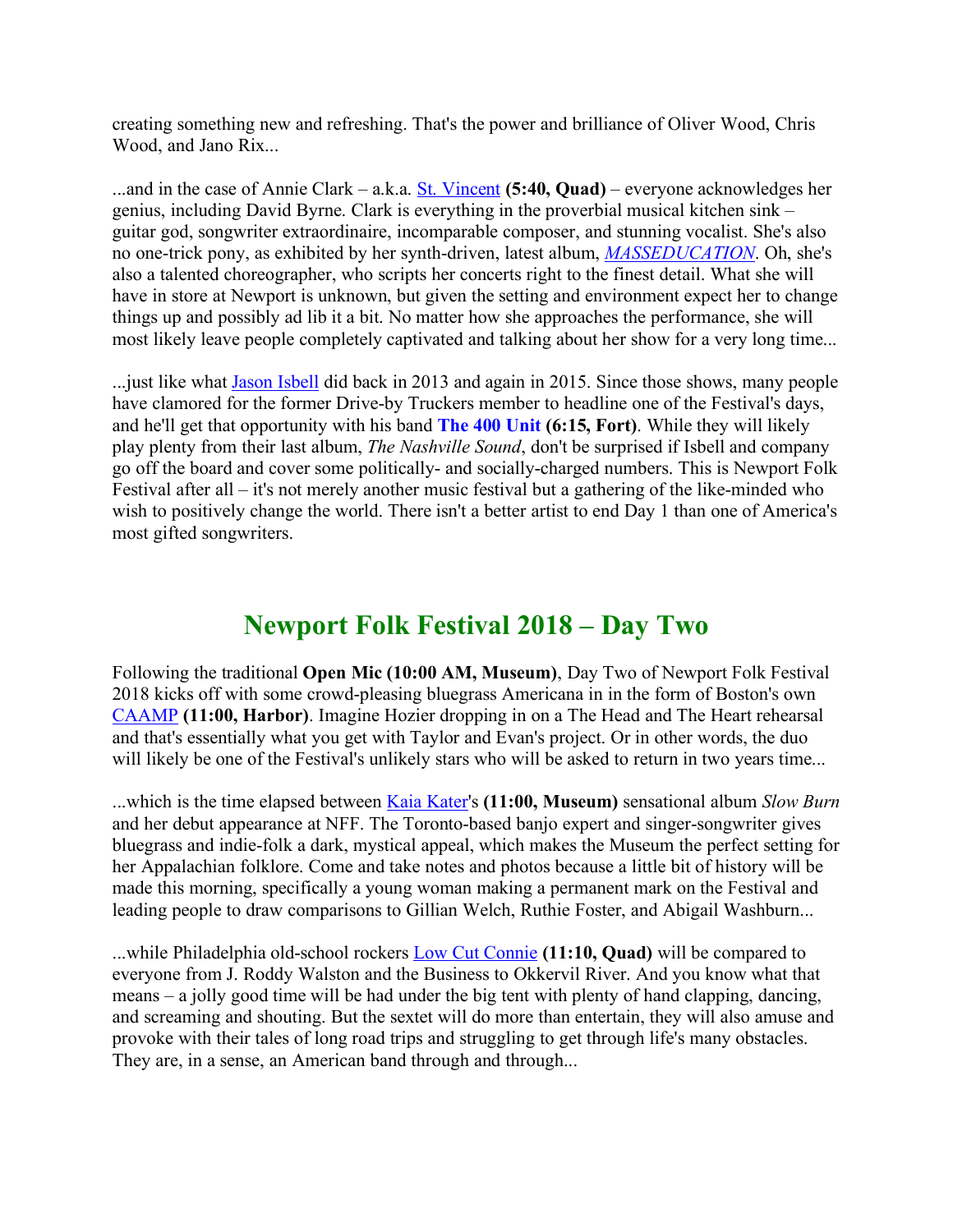creating something new and refreshing. That's the power and brilliance of Oliver Wood, Chris Wood, and Jano Rix...

...and in the case of Annie Clark – a.k.a. St. Vincent **(5:40, Quad)** – everyone acknowledges her genius, including David Byrne. Clark is everything in the proverbial musical kitchen sink – guitar god, songwriter extraordinaire, incomparable composer, and stunning vocalist. She's also no one-trick pony, as exhibited by her synth-driven, latest album, *MASSEDUCATION*. Oh, she's also a talented choreographer, who scripts her concerts right to the finest detail. What she will have in store at Newport is unknown, but given the setting and environment expect her to change things up and possibly ad lib it a bit. No matter how she approaches the performance, she will most likely leave people completely captivated and talking about her show for a very long time...

...just like what Jason Isbell did back in 2013 and again in 2015. Since those shows, many people have clamored for the former Drive-by Truckers member to headline one of the Festival's days, and he'll get that opportunity with his band **The 400 Unit (6:15, Fort)**. While they will likely play plenty from their last album, *The Nashville Sound*, don't be surprised if Isbell and company go off the board and cover some politically- and socially-charged numbers. This is Newport Folk Festival after all – it's not merely another music festival but a gathering of the like-minded who wish to positively change the world. There isn't a better artist to end Day 1 than one of America's most gifted songwriters.

## Newport Folk Festival 2018 – Day Two

Following the traditional **Open Mic (10:00 AM, Museum)**, Day Two of Newport Folk Festival 2018 kicks off with some crowd-pleasing bluegrass Americana in in the form of Boston's own CAAMP **(11:00, Harbor)**. Imagine Hozier dropping in on a The Head and The Heart rehearsal and that's essentially what you get with Taylor and Evan's project. Or in other words, the duo will likely be one of the Festival's unlikely stars who will be asked to return in two years time...

...which is the time elapsed between Kaia Kater's **(11:00, Museum)** sensational album *Slow Burn* and her debut appearance at NFF. The Toronto-based banjo expert and singer-songwriter gives bluegrass and indie-folk a dark, mystical appeal, which makes the Museum the perfect setting for her Appalachian folklore. Come and take notes and photos because a little bit of history will be made this morning, specifically a young woman making a permanent mark on the Festival and leading people to draw comparisons to Gillian Welch, Ruthie Foster, and Abigail Washburn...

...while Philadelphia old-school rockers Low Cut Connie **(11:10, Quad)** will be compared to everyone from J. Roddy Walston and the Business to Okkervil River. And you know what that means – a jolly good time will be had under the big tent with plenty of hand clapping, dancing, and screaming and shouting. But the sextet will do more than entertain, they will also amuse and provoke with their tales of long road trips and struggling to get through life's many obstacles. They are, in a sense, an American band through and through...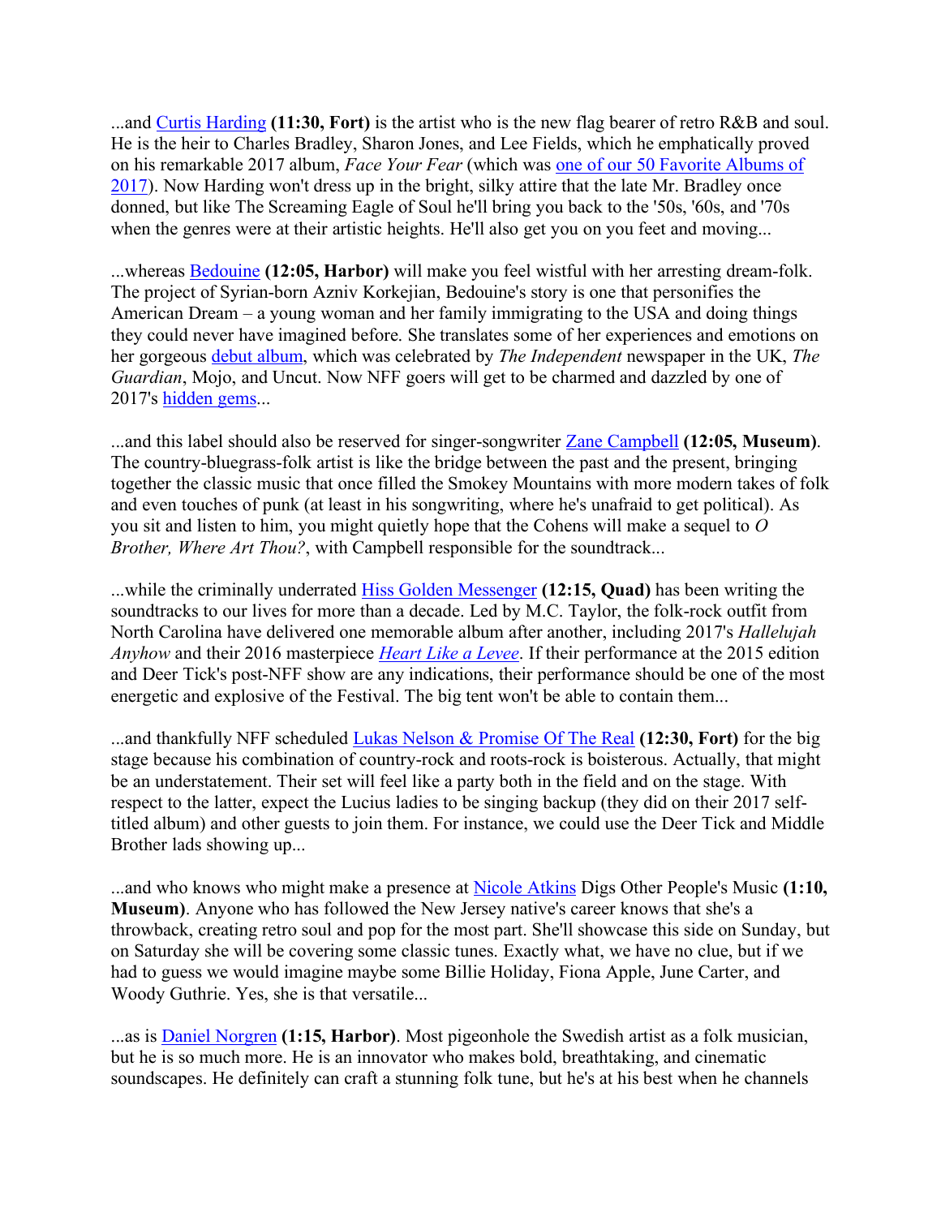...and Curtis Harding **(11:30, Fort)** is the artist who is the new flag bearer of retro R&B and soul. He is the heir to Charles Bradley, Sharon Jones, and Lee Fields, which he emphatically proved on his remarkable 2017 album, *Face Your Fear* (which was one of our 50 Favorite Albums of 2017). Now Harding won't dress up in the bright, silky attire that the late Mr. Bradley once donned, but like The Screaming Eagle of Soul he'll bring you back to the '50s, '60s, and '70s when the genres were at their artistic heights. He'll also get you on you feet and moving...

...whereas Bedouine **(12:05, Harbor)** will make you feel wistful with her arresting dream-folk. The project of Syrian-born Azniv Korkejian, Bedouine's story is one that personifies the American Dream – a young woman and her family immigrating to the USA and doing things they could never have imagined before. She translates some of her experiences and emotions on her gorgeous debut album, which was celebrated by *The Independent* newspaper in the UK, *The Guardian*, Mojo, and Uncut. Now NFF goers will get to be charmed and dazzled by one of 2017's hidden gems...

...and this label should also be reserved for singer-songwriter Zane Campbell **(12:05, Museum)**. The country-bluegrass-folk artist is like the bridge between the past and the present, bringing together the classic music that once filled the Smokey Mountains with more modern takes of folk and even touches of punk (at least in his songwriting, where he's unafraid to get political). As you sit and listen to him, you might quietly hope that the Cohens will make a sequel to *O Brother, Where Art Thou?*, with Campbell responsible for the soundtrack...

...while the criminally underrated Hiss Golden Messenger **(12:15, Quad)** has been writing the soundtracks to our lives for more than a decade. Led by M.C. Taylor, the folk-rock outfit from North Carolina have delivered one memorable album after another, including 2017's *Hallelujah Anyhow* and their 2016 masterpiece *Heart Like a Levee*. If their performance at the 2015 edition and Deer Tick's post-NFF show are any indications, their performance should be one of the most energetic and explosive of the Festival. The big tent won't be able to contain them...

...and thankfully NFF scheduled Lukas Nelson & Promise Of The Real **(12:30, Fort)** for the big stage because his combination of country-rock and roots-rock is boisterous. Actually, that might be an understatement. Their set will feel like a party both in the field and on the stage. With respect to the latter, expect the Lucius ladies to be singing backup (they did on their 2017 self-titled album) and other guests to join them. For instance, we could use the Deer Tick and Middle Brother lads showing up...

...and who knows who might make a presence at Nicole Atkins Digs Other People's Music **(1:10, Museum)**. Anyone who has followed the New Jersey native's career knows that she's a throwback, creating retro soul and pop for the most part. She'll showcase this side on Sunday, but on Saturday she will be covering some classic tunes. Exactly what, we have no clue, but if we had to guess we would imagine maybe some Billie Holiday, Fiona Apple, June Carter, and Woody Guthrie. Yes, she is that versatile...

...as is Daniel Norgren **(1:15, Harbor)**. Most pigeonhole the Swedish artist as a folk musician, but he is so much more. He is an innovator who makes bold, breathtaking, and cinematic soundscapes. He definitely can craft a stunning folk tune, but he's at his best when he channels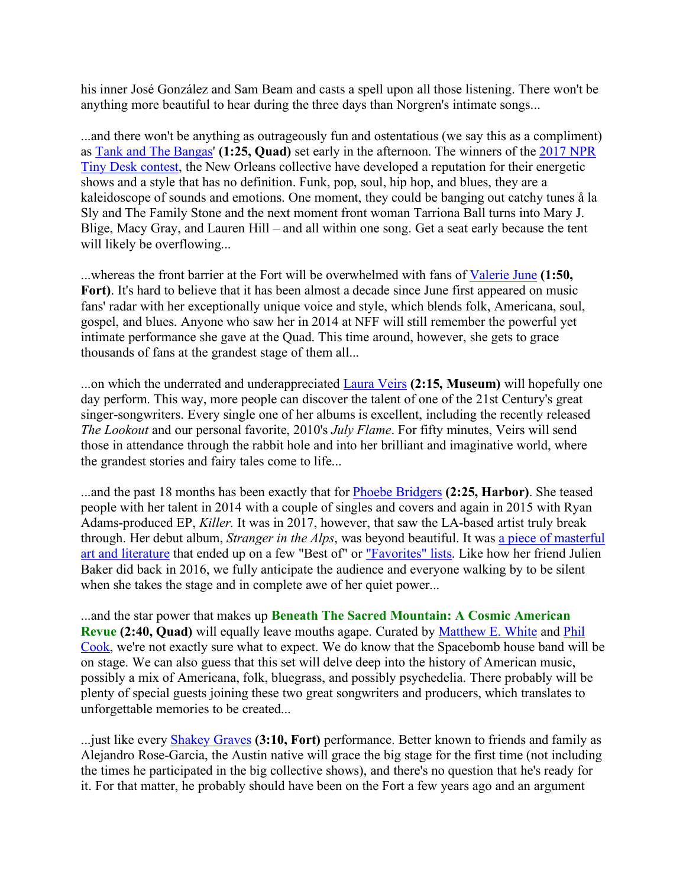his inner José González and Sam Beam and casts a spell upon all those listening. There won't be anything more beautiful to hear during the three days than Norgren's intimate songs...

...and there won't be anything as outrageously fun and ostentatious (we say this as a compliment) as Tank and The Bangas' **(1:25, Quad)** set early in the afternoon. The winners of the 2017 NPR Tiny Desk contest, the New Orleans collective have developed a reputation for their energetic shows and a style that has no definition. Funk, pop, soul, hip hop, and blues, they are a kaleidoscope of sounds and emotions. One moment, they could be banging out catchy tunes å la Sly and The Family Stone and the next moment front woman Tarriona Ball turns into Mary J. Blige, Macy Gray, and Lauren Hill – and all within one song. Get a seat early because the tent will likely be overflowing...

...whereas the front barrier at the Fort will be overwhelmed with fans of Valerie June **(1:50, Fort)**. It's hard to believe that it has been almost a decade since June first appeared on music fans' radar with her exceptionally unique voice and style, which blends folk, Americana, soul, gospel, and blues. Anyone who saw her in 2014 at NFF will still remember the powerful yet intimate performance she gave at the Quad. This time around, however, she gets to grace thousands of fans at the grandest stage of them all...

...on which the underrated and underappreciated Laura Veirs **(2:15, Museum)** will hopefully one day perform. This way, more people can discover the talent of one of the 21st Century's great singer-songwriters. Every single one of her albums is excellent, including the recently released *The Lookout* and our personal favorite, 2010's *July Flame*. For fifty minutes, Veirs will send those in attendance through the rabbit hole and into her brilliant and imaginative world, where the grandest stories and fairy tales come to life...

...and the past 18 months has been exactly that for Phoebe Bridgers **(2:25, Harbor)**. She teased people with her talent in 2014 with a couple of singles and covers and again in 2015 with Ryan Adams-produced EP, *Killer.* It was in 2017, however, that saw the LA-based artist truly break through. Her debut album, *Stranger in the Alps*, was beyond beautiful. It was a piece of masterful art and literature that ended up on a few "Best of" or "Favorites" lists. Like how her friend Julien Baker did back in 2016, we fully anticipate the audience and everyone walking by to be silent when she takes the stage and in complete awe of her quiet power...

...and the star power that makes up **Beneath The Sacred Mountain: A Cosmic American Revue (2:40, Quad)** will equally leave mouths agape. Curated by Matthew E. White and Phil Cook, we're not exactly sure what to expect. We do know that the Spacebomb house band will be on stage. We can also guess that this set will delve deep into the history of American music, possibly a mix of Americana, folk, bluegrass, and possibly psychedelia. There probably will be plenty of special guests joining these two great songwriters and producers, which translates to unforgettable memories to be created...

...just like every Shakey Graves **(3:10, Fort)** performance. Better known to friends and family as Alejandro Rose-Garcia, the Austin native will grace the big stage for the first time (not including the times he participated in the big collective shows), and there's no question that he's ready for it. For that matter, he probably should have been on the Fort a few years ago and an argument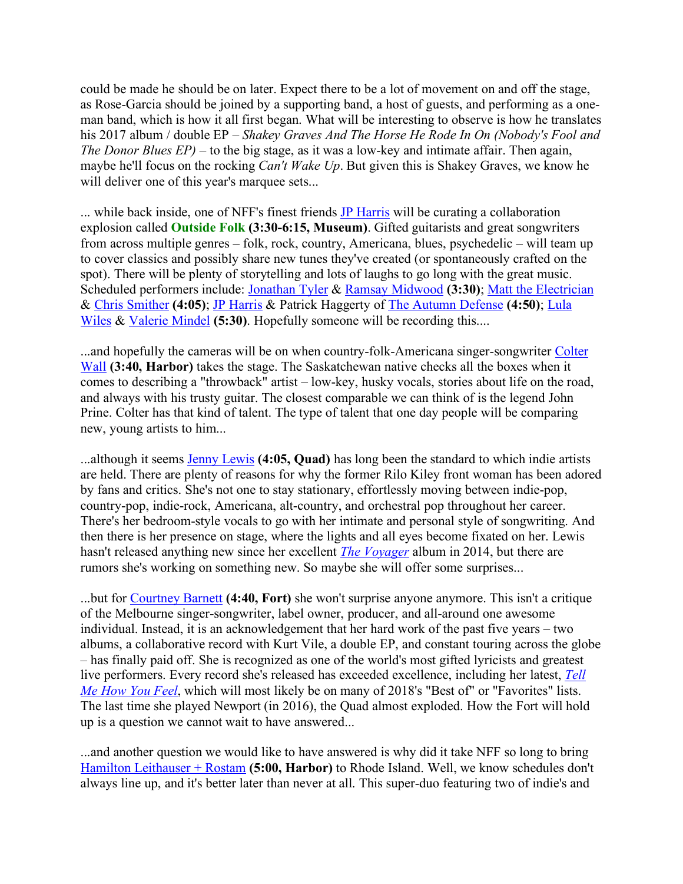could be made he should be on later. Expect there to be a lot of movement on and off the stage, as Rose-Garcia should be joined by a supporting band, a host of guests, and performing as a one-man band, which is how it all first began. What will be interesting to observe is how he translates his 2017 album / double EP – *Shakey Graves And The Horse He Rode In On (Nobody's Fool and The Donor Blues EP)* – to the big stage, as it was a low-key and intimate affair. Then again, maybe he'll focus on the rocking *Can't Wake Up*. But given this is Shakey Graves, we know he will deliver one of this year's marquee sets...

... while back inside, one of NFF's finest friends JP Harris will be curating a collaboration explosion called **Outside Folk (3:30-6:15, Museum)**. Gifted guitarists and great songwriters from across multiple genres – folk, rock, country, Americana, blues, psychedelic – will team up to cover classics and possibly share new tunes they've created (or spontaneously crafted on the spot). There will be plenty of storytelling and lots of laughs to go long with the great music. Scheduled performers include: Jonathan Tyler & Ramsay Midwood **(3:30)**; Matt the Electrician & Chris Smither **(4:05)**; JP Harris & Patrick Haggerty of The Autumn Defense **(4:50)**; Lula Wiles & Valerie Mindel **(5:30)**. Hopefully someone will be recording this....

...and hopefully the cameras will be on when country-folk-Americana singer-songwriter Colter Wall **(3:40, Harbor)** takes the stage. The Saskatchewan native checks all the boxes when it comes to describing a "throwback" artist – low-key, husky vocals, stories about life on the road, and always with his trusty guitar. The closest comparable we can think of is the legend John Prine. Colter has that kind of talent. The type of talent that one day people will be comparing new, young artists to him...

...although it seems Jenny Lewis **(4:05, Quad)** has long been the standard to which indie artists are held. There are plenty of reasons for why the former Rilo Kiley front woman has been adored by fans and critics. She's not one to stay stationary, effortlessly moving between indie-pop, country-pop, indie-rock, Americana, alt-country, and orchestral pop throughout her career. There's her bedroom-style vocals to go with her intimate and personal style of songwriting. And then there is her presence on stage, where the lights and all eyes become fixated on her. Lewis hasn't released anything new since her excellent *The Voyager* album in 2014, but there are rumors she's working on something new. So maybe she will offer some surprises...

...but for Courtney Barnett **(4:40, Fort)** she won't surprise anyone anymore. This isn't a critique of the Melbourne singer-songwriter, label owner, producer, and all-around one awesome individual. Instead, it is an acknowledgement that her hard work of the past five years – two albums, a collaborative record with Kurt Vile, a double EP, and constant touring across the globe – has finally paid off. She is recognized as one of the world's most gifted lyricists and greatest live performers. Every record she's released has exceeded excellence, including her latest, *Tell Me How You Feel*, which will most likely be on many of 2018's "Best of" or "Favorites" lists. The last time she played Newport (in 2016), the Quad almost exploded. How the Fort will hold up is a question we cannot wait to have answered...

...and another question we would like to have answered is why did it take NFF so long to bring Hamilton Leithauser + Rostam **(5:00, Harbor)** to Rhode Island. Well, we know schedules don't always line up, and it's better later than never at all. This super-duo featuring two of indie's and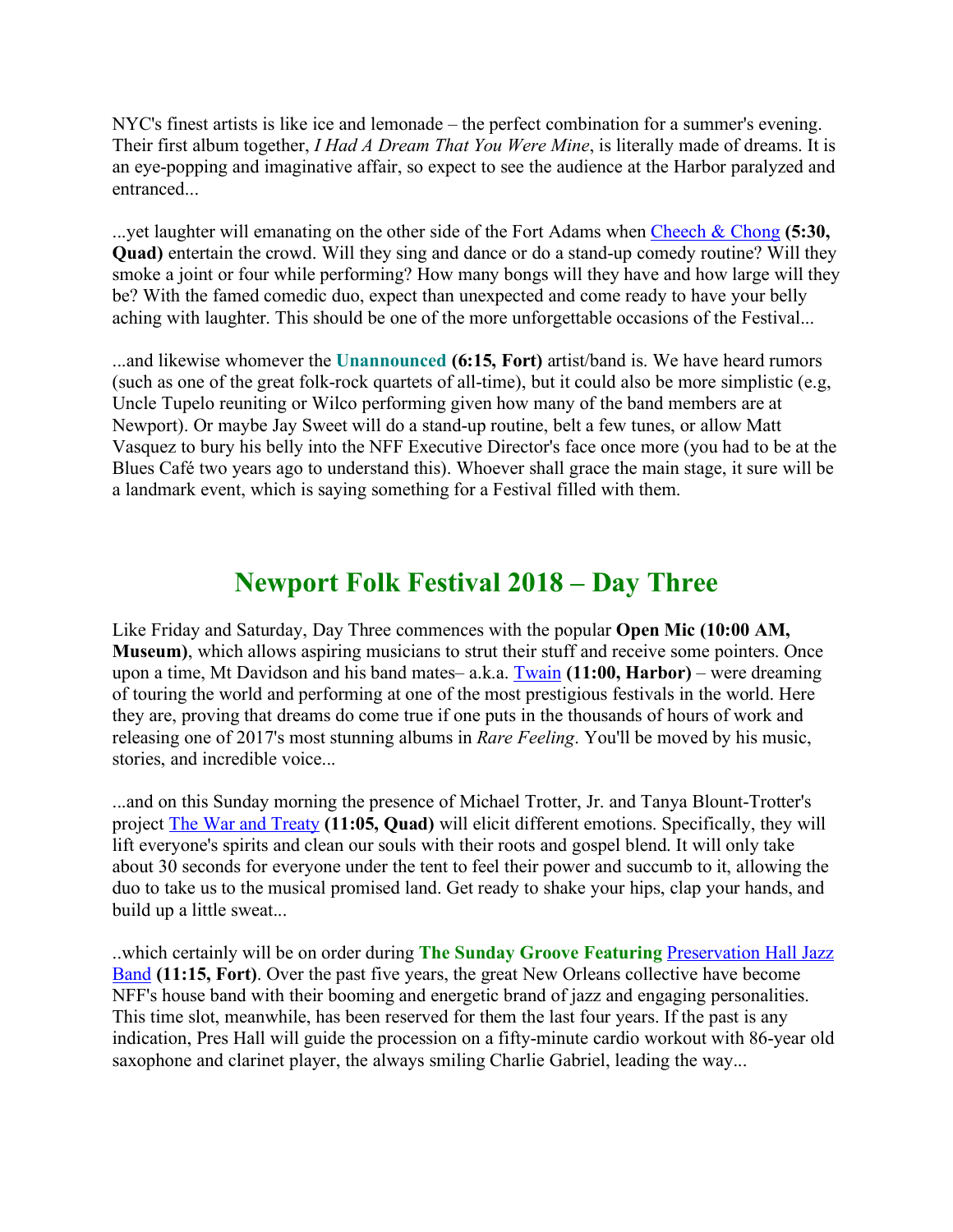NYC's finest artists is like ice and lemonade – the perfect combination for a summer's evening. Their first album together, *I Had A Dream That You Were Mine*, is literally made of dreams. It is an eye-popping and imaginative affair, so expect to see the audience at the Harbor paralyzed and entranced...

...yet laughter will emanating on the other side of the Fort Adams when Cheech & Chong **(5:30, Quad)** entertain the crowd. Will they sing and dance or do a stand-up comedy routine? Will they smoke a joint or four while performing? How many bongs will they have and how large will they be? With the famed comedic duo, expect than unexpected and come ready to have your belly aching with laughter. This should be one of the more unforgettable occasions of the Festival...

...and likewise whomever the **Unannounced (6:15, Fort)** artist/band is. We have heard rumors (such as one of the great folk-rock quartets of all-time), but it could also be more simplistic (e.g, Uncle Tupelo reuniting or Wilco performing given how many of the band members are at Newport). Or maybe Jay Sweet will do a stand-up routine, belt a few tunes, or allow Matt Vasquez to bury his belly into the NFF Executive Director's face once more (you had to be at the Blues Café two years ago to understand this). Whoever shall grace the main stage, it sure will be a landmark event, which is saying something for a Festival filled with them.

## Newport Folk Festival 2018 – Day Three

Like Friday and Saturday, Day Three commences with the popular **Open Mic (10:00 AM, Museum)**, which allows aspiring musicians to strut their stuff and receive some pointers. Once upon a time, Mt Davidson and his band mates– a.k.a. Twain **(11:00, Harbor)** – were dreaming of touring the world and performing at one of the most prestigious festivals in the world. Here they are, proving that dreams do come true if one puts in the thousands of hours of work and releasing one of 2017's most stunning albums in *Rare Feeling*. You'll be moved by his music, stories, and incredible voice...

...and on this Sunday morning the presence of Michael Trotter, Jr. and Tanya Blount-Trotter's project The War and Treaty **(11:05, Quad)** will elicit different emotions. Specifically, they will lift everyone's spirits and clean our souls with their roots and gospel blend. It will only take about 30 seconds for everyone under the tent to feel their power and succumb to it, allowing the duo to take us to the musical promised land. Get ready to shake your hips, clap your hands, and build up a little sweat...

..which certainly will be on order during **The Sunday Groove Featuring** Preservation Hall Jazz Band **(11:15, Fort)**. Over the past five years, the great New Orleans collective have become NFF's house band with their booming and energetic brand of jazz and engaging personalities. This time slot, meanwhile, has been reserved for them the last four years. If the past is any indication, Pres Hall will guide the procession on a fifty-minute cardio workout with 86-year old saxophone and clarinet player, the always smiling Charlie Gabriel, leading the way...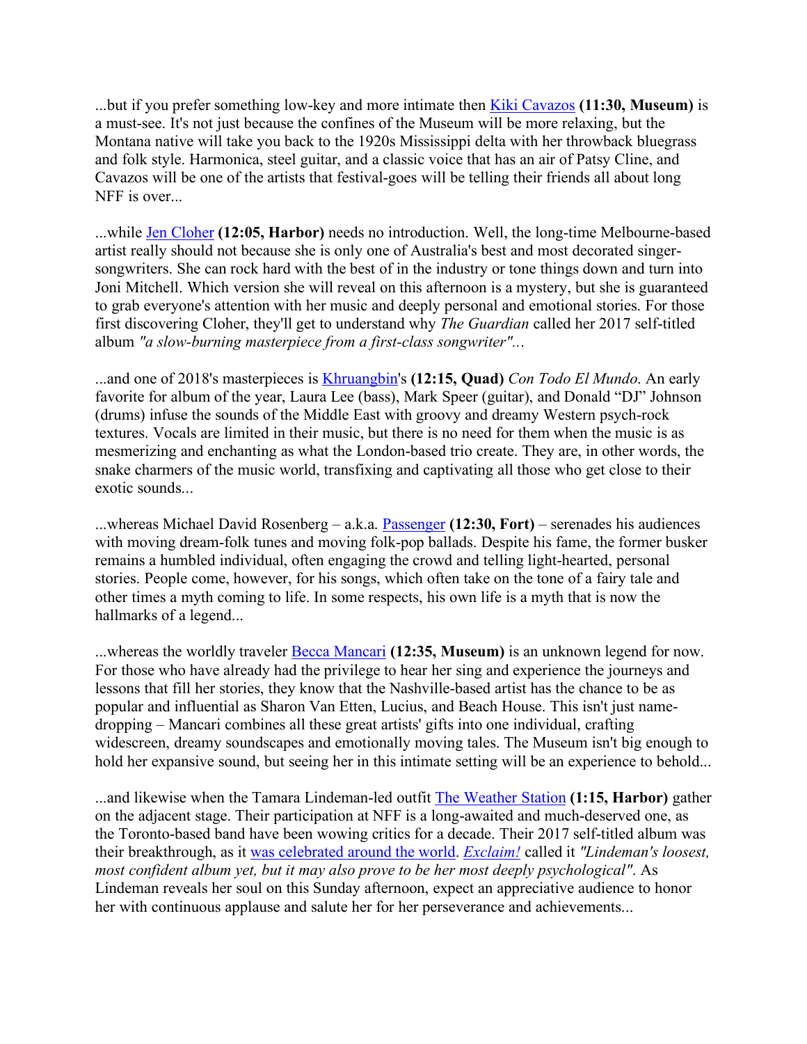...but if you prefer something low-key and more intimate then Kiki Cavazos **(11:30, Museum)** is a must-see. It's not just because the confines of the Museum will be more relaxing, but the Montana native will take you back to the 1920s Mississippi delta with her throwback bluegrass and folk style. Harmonica, steel guitar, and a classic voice that has an air of Patsy Cline, and Cavazos will be one of the artists that festival-goes will be telling their friends all about long NFF is over...

...while Jen Cloher **(12:05, Harbor)** needs no introduction. Well, the long-time Melbourne-based artist really should not because she is only one of Australia's best and most decorated singer-songwriters. She can rock hard with the best of in the industry or tone things down and turn into Joni Mitchell. Which version she will reveal on this afternoon is a mystery, but she is guaranteed to grab everyone's attention with her music and deeply personal and emotional stories. For those first discovering Cloher, they'll get to understand why *The Guardian* called her 2017 self-titled album *"a slow-burning masterpiece from a first-class songwriter"...*

...and one of 2018's masterpieces is Khruangbin's **(12:15, Quad)** *Con Todo El Mundo*. An early favorite for album of the year, Laura Lee (bass), Mark Speer (guitar), and Donald "DJ" Johnson (drums) infuse the sounds of the Middle East with groovy and dreamy Western psych-rock textures. Vocals are limited in their music, but there is no need for them when the music is as mesmerizing and enchanting as what the London-based trio create. They are, in other words, the snake charmers of the music world, transfixing and captivating all those who get close to their exotic sounds...

...whereas Michael David Rosenberg – a.k.a. Passenger **(12:30, Fort)** – serenades his audiences with moving dream-folk tunes and moving folk-pop ballads. Despite his fame, the former busker remains a humbled individual, often engaging the crowd and telling light-hearted, personal stories. People come, however, for his songs, which often take on the tone of a fairy tale and other times a myth coming to life. In some respects, his own life is a myth that is now the hallmarks of a legend...

...whereas the worldly traveler Becca Mancari **(12:35, Museum)** is an unknown legend for now. For those who have already had the privilege to hear her sing and experience the journeys and lessons that fill her stories, they know that the Nashville-based artist has the chance to be as popular and influential as Sharon Van Etten, Lucius, and Beach House. This isn't just name-dropping – Mancari combines all these great artists' gifts into one individual, crafting widescreen, dreamy soundscapes and emotionally moving tales. The Museum isn't big enough to hold her expansive sound, but seeing her in this intimate setting will be an experience to behold...

...and likewise when the Tamara Lindeman-led outfit The Weather Station **(1:15, Harbor)** gather on the adjacent stage. Their participation at NFF is a long-awaited and much-deserved one, as the Toronto-based band have been wowing critics for a decade. Their 2017 self-titled album was their breakthrough, as it was celebrated around the world. *Exclaim!* called it *"Lindeman's loosest, most confident album yet, but it may also prove to be her most deeply psychological"*. As Lindeman reveals her soul on this Sunday afternoon, expect an appreciative audience to honor her with continuous applause and salute her for her perseverance and achievements...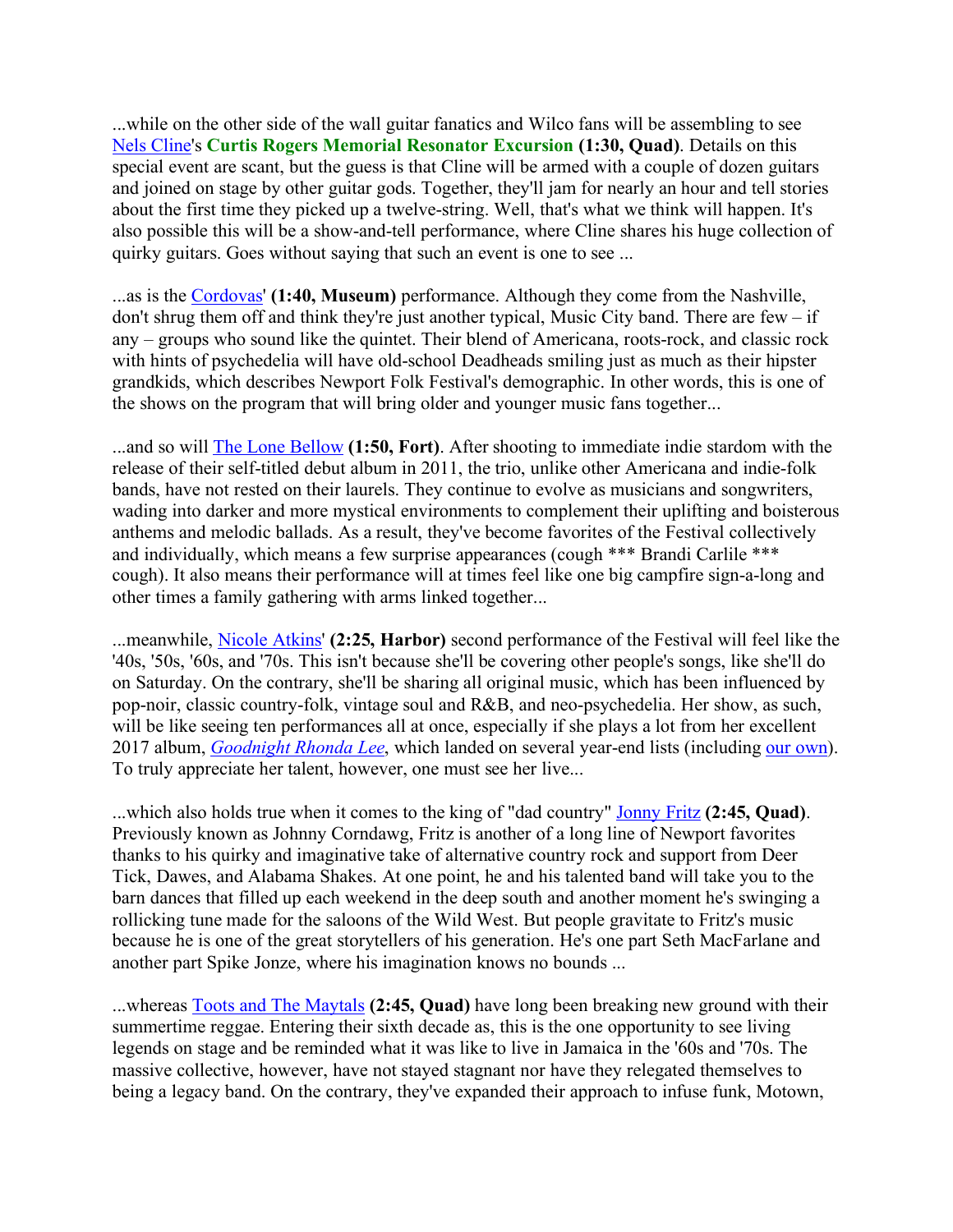...while on the other side of the wall guitar fanatics and Wilco fans will be assembling to see Nels Cline's **Curtis Rogers Memorial Resonator Excursion** **(1:30, Quad)**. Details on this special event are scant, but the guess is that Cline will be armed with a couple of dozen guitars and joined on stage by other guitar gods. Together, they'll jam for nearly an hour and tell stories about the first time they picked up a twelve-string. Well, that's what we think will happen. It's also possible this will be a show-and-tell performance, where Cline shares his huge collection of quirky guitars. Goes without saying that such an event is one to see ...

...as is the Cordovas' **(1:40, Museum)** performance. Although they come from the Nashville, don't shrug them off and think they're just another typical, Music City band. There are few – if any – groups who sound like the quintet. Their blend of Americana, roots-rock, and classic rock with hints of psychedelia will have old-school Deadheads smiling just as much as their hipster grandkids, which describes Newport Folk Festival's demographic. In other words, this is one of the shows on the program that will bring older and younger music fans together...

...and so will The Lone Bellow **(1:50, Fort)**. After shooting to immediate indie stardom with the release of their self-titled debut album in 2011, the trio, unlike other Americana and indie-folk bands, have not rested on their laurels. They continue to evolve as musicians and songwriters, wading into darker and more mystical environments to complement their uplifting and boisterous anthems and melodic ballads. As a result, they've become favorites of the Festival collectively and individually, which means a few surprise appearances (cough *** Brandi Carlile *** cough). It also means their performance will at times feel like one big campfire sign-a-long and other times a family gathering with arms linked together...

...meanwhile, Nicole Atkins' **(2:25, Harbor)** second performance of the Festival will feel like the '40s, '50s, '60s, and '70s. This isn't because she'll be covering other people's songs, like she'll do on Saturday. On the contrary, she'll be sharing all original music, which has been influenced by pop-noir, classic country-folk, vintage soul and R&B, and neo-psychedelia. Her show, as such, will be like seeing ten performances all at once, especially if she plays a lot from her excellent 2017 album, *Goodnight Rhonda Lee*, which landed on several year-end lists (including our own). To truly appreciate her talent, however, one must see her live...

...which also holds true when it comes to the king of "dad country" Jonny Fritz **(2:45, Quad)**. Previously known as Johnny Corndawg, Fritz is another of a long line of Newport favorites thanks to his quirky and imaginative take of alternative country rock and support from Deer Tick, Dawes, and Alabama Shakes. At one point, he and his talented band will take you to the barn dances that filled up each weekend in the deep south and another moment he's swinging a rollicking tune made for the saloons of the Wild West. But people gravitate to Fritz's music because he is one of the great storytellers of his generation. He's one part Seth MacFarlane and another part Spike Jonze, where his imagination knows no bounds ...

...whereas Toots and The Maytals **(2:45, Quad)** have long been breaking new ground with their summertime reggae. Entering their sixth decade as, this is the one opportunity to see living legends on stage and be reminded what it was like to live in Jamaica in the '60s and '70s. The massive collective, however, have not stayed stagnant nor have they relegated themselves to being a legacy band. On the contrary, they've expanded their approach to infuse funk, Motown,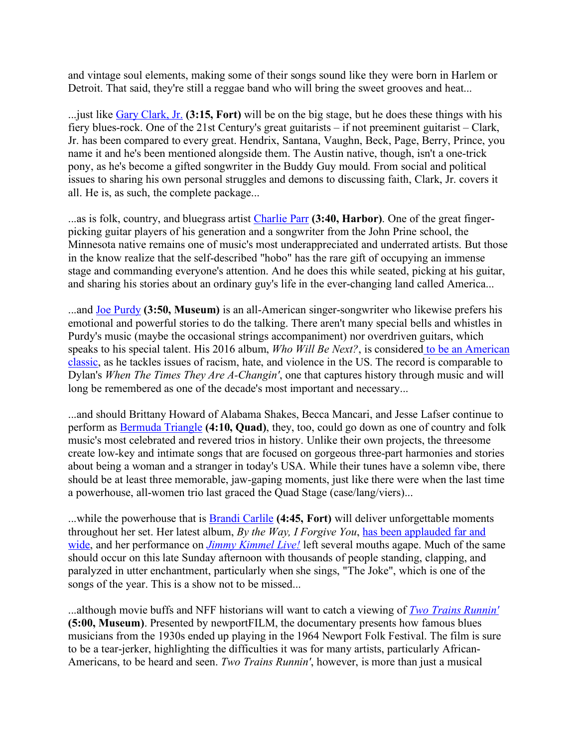and vintage soul elements, making some of their songs sound like they were born in Harlem or Detroit. That said, they're still a reggae band who will bring the sweet grooves and heat...

...just like Gary Clark, Jr. **(3:15, Fort)** will be on the big stage, but he does these things with his fiery blues-rock. One of the 21st Century's great guitarists – if not preeminent guitarist – Clark, Jr. has been compared to every great. Hendrix, Santana, Vaughn, Beck, Page, Berry, Prince, you name it and he's been mentioned alongside them. The Austin native, though, isn't a one-trick pony, as he's become a gifted songwriter in the Buddy Guy mould. From social and political issues to sharing his own personal struggles and demons to discussing faith, Clark, Jr. covers it all. He is, as such, the complete package...

...as is folk, country, and bluegrass artist Charlie Parr **(3:40, Harbor)**. One of the great finger-picking guitar players of his generation and a songwriter from the John Prine school, the Minnesota native remains one of music's most underappreciated and underrated artists. But those in the know realize that the self-described "hobo" has the rare gift of occupying an immense stage and commanding everyone's attention. And he does this while seated, picking at his guitar, and sharing his stories about an ordinary guy's life in the ever-changing land called America...

...and Joe Purdy **(3:50, Museum)** is an all-American singer-songwriter who likewise prefers his emotional and powerful stories to do the talking. There aren't many special bells and whistles in Purdy's music (maybe the occasional strings accompaniment) nor overdriven guitars, which speaks to his special talent. His 2016 album, *Who Will Be Next?*, is considered to be an American classic, as he tackles issues of racism, hate, and violence in the US. The record is comparable to Dylan's *When The Times They Are A-Changin'*, one that captures history through music and will long be remembered as one of the decade's most important and necessary...

...and should Brittany Howard of Alabama Shakes, Becca Mancari, and Jesse Lafser continue to perform as Bermuda Triangle **(4:10, Quad)**, they, too, could go down as one of country and folk music's most celebrated and revered trios in history. Unlike their own projects, the threesome create low-key and intimate songs that are focused on gorgeous three-part harmonies and stories about being a woman and a stranger in today's USA. While their tunes have a solemn vibe, there should be at least three memorable, jaw-gaping moments, just like there were when the last time a powerhouse, all-women trio last graced the Quad Stage (case/lang/viers)...

...while the powerhouse that is Brandi Carlile **(4:45, Fort)** will deliver unforgettable moments throughout her set. Her latest album, *By the Way, I Forgive You*, has been applauded far and wide, and her performance on *Jimmy Kimmel Live!* left several mouths agape. Much of the same should occur on this late Sunday afternoon with thousands of people standing, clapping, and paralyzed in utter enchantment, particularly when she sings, "The Joke", which is one of the songs of the year. This is a show not to be missed...

...although movie buffs and NFF historians will want to catch a viewing of *Two Trains Runnin'* **(5:00, Museum)**. Presented by newportFILM, the documentary presents how famous blues musicians from the 1930s ended up playing in the 1964 Newport Folk Festival. The film is sure to be a tear-jerker, highlighting the difficulties it was for many artists, particularly African-Americans, to be heard and seen. *Two Trains Runnin'*, however, is more than just a musical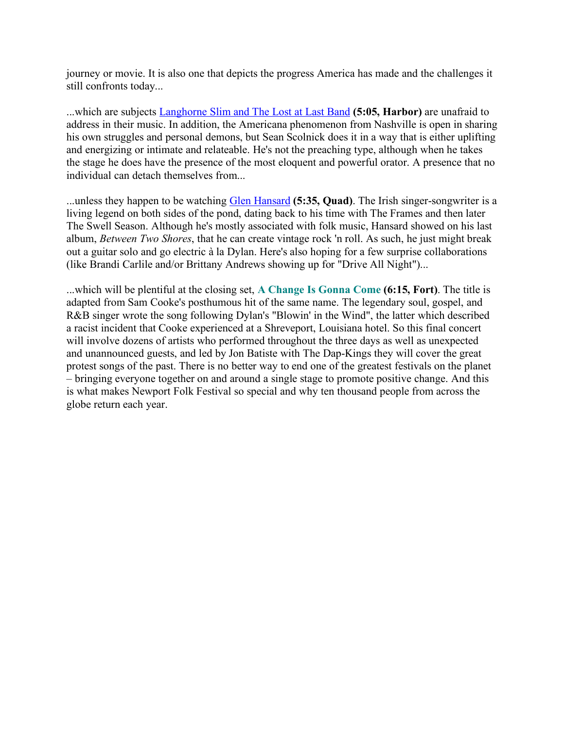journey or movie. It is also one that depicts the progress America has made and the challenges it still confronts today...

...which are subjects Langhorne Slim and The Lost at Last Band **(5:05, Harbor)** are unafraid to address in their music. In addition, the Americana phenomenon from Nashville is open in sharing his own struggles and personal demons, but Sean Scolnick does it in a way that is either uplifting and energizing or intimate and relateable. He's not the preaching type, although when he takes the stage he does have the presence of the most eloquent and powerful orator. A presence that no individual can detach themselves from...

...unless they happen to be watching Glen Hansard **(5:35, Quad)**. The Irish singer-songwriter is a living legend on both sides of the pond, dating back to his time with The Frames and then later The Swell Season. Although he's mostly associated with folk music, Hansard showed on his last album, *Between Two Shores*, that he can create vintage rock 'n roll. As such, he just might break out a guitar solo and go electric à la Dylan. Here's also hoping for a few surprise collaborations (like Brandi Carlile and/or Brittany Andrews showing up for "Drive All Night")...

...which will be plentiful at the closing set, **A Change Is Gonna Come** **(6:15, Fort)**. The title is adapted from Sam Cooke's posthumous hit of the same name. The legendary soul, gospel, and R&B singer wrote the song following Dylan's "Blowin' in the Wind", the latter which described a racist incident that Cooke experienced at a Shreveport, Louisiana hotel. So this final concert will involve dozens of artists who performed throughout the three days as well as unexpected and unannounced guests, and led by Jon Batiste with The Dap-Kings they will cover the great protest songs of the past. There is no better way to end one of the greatest festivals on the planet – bringing everyone together on and around a single stage to promote positive change. And this is what makes Newport Folk Festival so special and why ten thousand people from across the globe return each year.